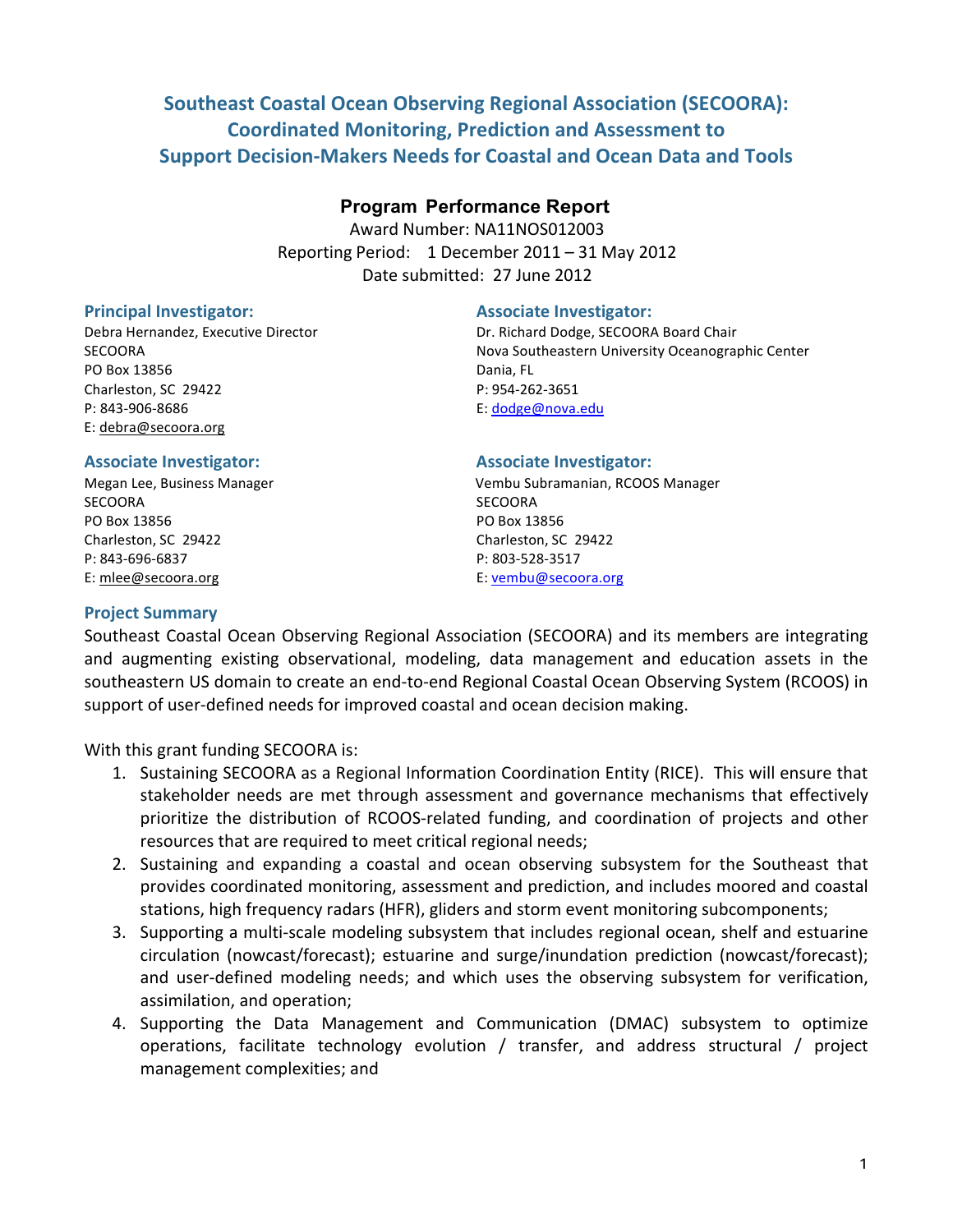# Southeast Coastal Ocean Observing Regional Association (SECOORA): Coordinated Monitoring, Prediction and Assessment to Support Decision-Makers Needs for Coastal and Ocean Data and Tools

## Program Performance Report

Award Number: NA11NOS012003
Reporting Period: 1 December 2011 – 31 May 2012
Date submitted: 27 June 2012

**Principal Investigator:**
Debra Hernandez, Executive Director
SECOORA
PO Box 13856
Charleston, SC 29422
P: 843-906-8686
E: debra@secoora.org

**Associate Investigator:**
Dr. Richard Dodge, SECOORA Board Chair
Nova Southeastern University Oceanographic Center
Dania, FL
P: 954-262-3651
E: dodge@nova.edu

**Associate Investigator:**
Megan Lee, Business Manager
SECOORA
PO Box 13856
Charleston, SC 29422
P: 843-696-6837
E: mlee@secoora.org

**Associate Investigator:**
Vembu Subramanian, RCOOS Manager
SECOORA
PO Box 13856
Charleston, SC 29422
P: 803-528-3517
E: vembu@secoora.org

### Project Summary

Southeast Coastal Ocean Observing Regional Association (SECOORA) and its members are integrating and augmenting existing observational, modeling, data management and education assets in the southeastern US domain to create an end-to-end Regional Coastal Ocean Observing System (RCOOS) in support of user-defined needs for improved coastal and ocean decision making.

With this grant funding SECOORA is:

1. Sustaining SECOORA as a Regional Information Coordination Entity (RICE). This will ensure that stakeholder needs are met through assessment and governance mechanisms that effectively prioritize the distribution of RCOOS-related funding, and coordination of projects and other resources that are required to meet critical regional needs;
2. Sustaining and expanding a coastal and ocean observing subsystem for the Southeast that provides coordinated monitoring, assessment and prediction, and includes moored and coastal stations, high frequency radars (HFR), gliders and storm event monitoring subcomponents;
3. Supporting a multi-scale modeling subsystem that includes regional ocean, shelf and estuarine circulation (nowcast/forecast); estuarine and surge/inundation prediction (nowcast/forecast); and user-defined modeling needs; and which uses the observing subsystem for verification, assimilation, and operation;
4. Supporting the Data Management and Communication (DMAC) subsystem to optimize operations, facilitate technology evolution / transfer, and address structural / project management complexities; and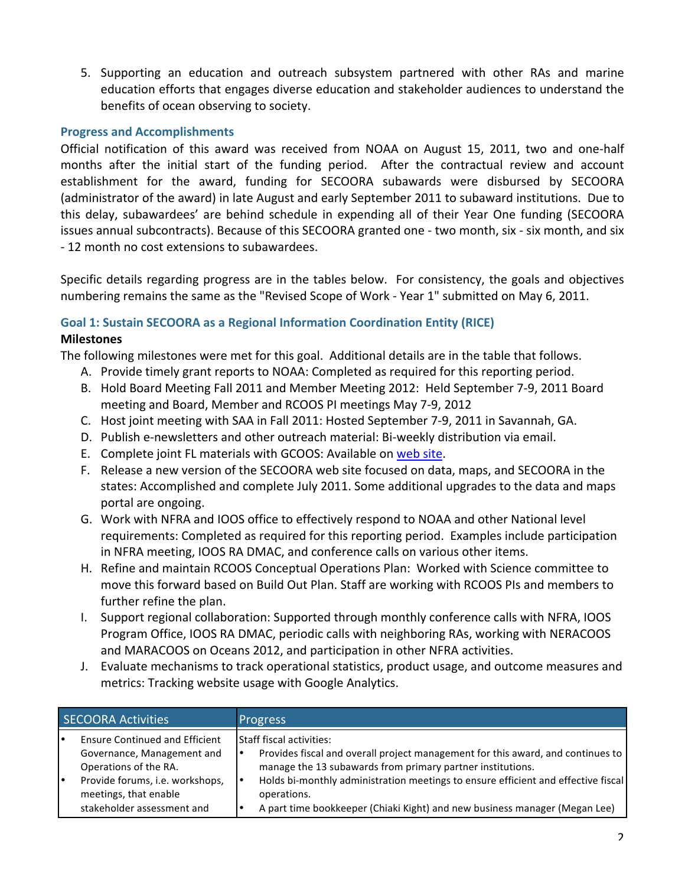5. Supporting an education and outreach subsystem partnered with other RAs and marine education efforts that engages diverse education and stakeholder audiences to understand the benefits of ocean observing to society.

### Progress and Accomplishments

Official notification of this award was received from NOAA on August 15, 2011, two and one-half months after the initial start of the funding period. After the contractual review and account establishment for the award, funding for SECOORA subawards were disbursed by SECOORA (administrator of the award) in late August and early September 2011 to subaward institutions. Due to this delay, subawardees' are behind schedule in expending all of their Year One funding (SECOORA issues annual subcontracts). Because of this SECOORA granted one - two month, six - six month, and six - 12 month no cost extensions to subawardees.

Specific details regarding progress are in the tables below. For consistency, the goals and objectives numbering remains the same as the "Revised Scope of Work - Year 1" submitted on May 6, 2011.

### Goal 1: Sustain SECOORA as a Regional Information Coordination Entity (RICE)

**Milestones**

The following milestones were met for this goal. Additional details are in the table that follows.

A. Provide timely grant reports to NOAA: Completed as required for this reporting period.
B. Hold Board Meeting Fall 2011 and Member Meeting 2012: Held September 7-9, 2011 Board meeting and Board, Member and RCOOS PI meetings May 7-9, 2012
C. Host joint meeting with SAA in Fall 2011: Hosted September 7-9, 2011 in Savannah, GA.
D. Publish e-newsletters and other outreach material: Bi-weekly distribution via email.
E. Complete joint FL materials with GCOOS: Available on web site.
F. Release a new version of the SECOORA web site focused on data, maps, and SECOORA in the states: Accomplished and complete July 2011. Some additional upgrades to the data and maps portal are ongoing.
G. Work with NFRA and IOOS office to effectively respond to NOAA and other National level requirements: Completed as required for this reporting period. Examples include participation in NFRA meeting, IOOS RA DMAC, and conference calls on various other items.
H. Refine and maintain RCOOS Conceptual Operations Plan: Worked with Science committee to move this forward based on Build Out Plan. Staff are working with RCOOS PIs and members to further refine the plan.
I. Support regional collaboration: Supported through monthly conference calls with NFRA, IOOS Program Office, IOOS RA DMAC, periodic calls with neighboring RAs, working with NERACOOS and MARACOOS on Oceans 2012, and participation in other NFRA activities.
J. Evaluate mechanisms to track operational statistics, product usage, and outcome measures and metrics: Tracking website usage with Google Analytics.

| SECOORA Activities | Progress |
|---|---|
| • Ensure Continued and Efficient Governance, Management and Operations of the RA.<br>• Provide forums, i.e. workshops, meetings, that enable stakeholder assessment and | Staff fiscal activities:<br>• Provides fiscal and overall project management for this award, and continues to manage the 13 subawards from primary partner institutions.<br>• Holds bi-monthly administration meetings to ensure efficient and effective fiscal operations.<br>• A part time bookkeeper (Chiaki Kight) and new business manager (Megan Lee) |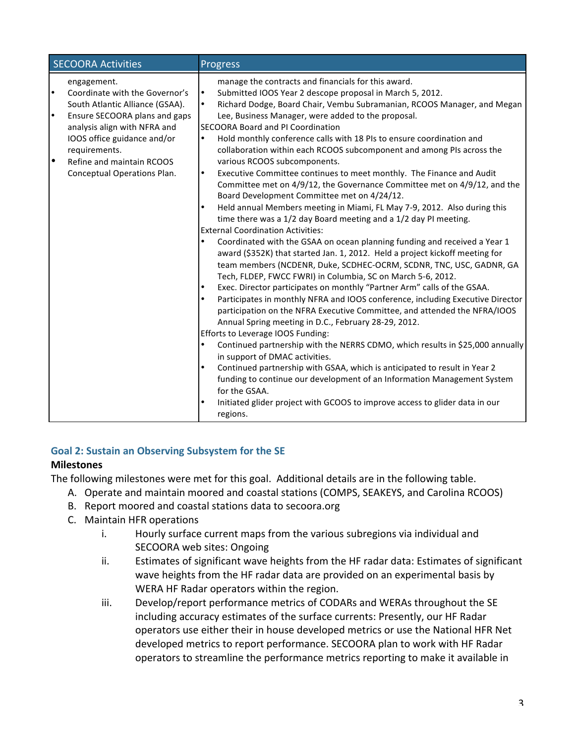| SECOORA Activities | Progress |
| --- | --- |
| engagement.<br>• Coordinate with the Governor's South Atlantic Alliance (GSAA).<br>• Ensure SECOORA plans and gaps analysis align with NFRA and IOOS office guidance and/or requirements.<br>• Refine and maintain RCOOS Conceptual Operations Plan. | manage the contracts and financials for this award.<br>• Submitted IOOS Year 2 descope proposal in March 5, 2012.<br>• Richard Dodge, Board Chair, Vembu Subramanian, RCOOS Manager, and Megan Lee, Business Manager, were added to the proposal.<br>SECOORA Board and PI Coordination<br>• Hold monthly conference calls with 18 PIs to ensure coordination and collaboration within each RCOOS subcomponent and among PIs across the various RCOOS subcomponents.<br>• Executive Committee continues to meet monthly. The Finance and Audit Committee met on 4/9/12, the Governance Committee met on 4/9/12, and the Board Development Committee met on 4/24/12.<br>• Held annual Members meeting in Miami, FL May 7-9, 2012. Also during this time there was a 1/2 day Board meeting and a 1/2 day PI meeting.<br>External Coordination Activities:<br>• Coordinated with the GSAA on ocean planning funding and received a Year 1 award ($352K) that started Jan. 1, 2012. Held a project kickoff meeting for team members (NCDENR, Duke, SCDHEC-OCRM, SCDNR, TNC, USC, GADNR, GA Tech, FLDEP, FWCC FWRI) in Columbia, SC on March 5-6, 2012.<br>• Exec. Director participates on monthly "Partner Arm" calls of the GSAA.<br>• Participates in monthly NFRA and IOOS conference, including Executive Director participation on the NFRA Executive Committee, and attended the NFRA/IOOS Annual Spring meeting in D.C., February 28-29, 2012.<br>Efforts to Leverage IOOS Funding:<br>• Continued partnership with the NERRS CDMO, which results in $25,000 annually in support of DMAC activities.<br>• Continued partnership with GSAA, which is anticipated to result in Year 2 funding to continue our development of an Information Management System for the GSAA.<br>• Initiated glider project with GCOOS to improve access to glider data in our regions. |

## Goal 2: Sustain an Observing Subsystem for the SE

**Milestones**

The following milestones were met for this goal. Additional details are in the following table.

A. Operate and maintain moored and coastal stations (COMPS, SEAKEYS, and Carolina RCOOS)
B. Report moored and coastal stations data to secoora.org
C. Maintain HFR operations
    i. Hourly surface current maps from the various subregions via individual and SECOORA web sites: Ongoing
    ii. Estimates of significant wave heights from the HF radar data: Estimates of significant wave heights from the HF radar data are provided on an experimental basis by WERA HF Radar operators within the region.
    iii. Develop/report performance metrics of CODARs and WERAs throughout the SE including accuracy estimates of the surface currents: Presently, our HF Radar operators use either their in house developed metrics or use the National HFR Net developed metrics to report performance. SECOORA plan to work with HF Radar operators to streamline the performance metrics reporting to make it available in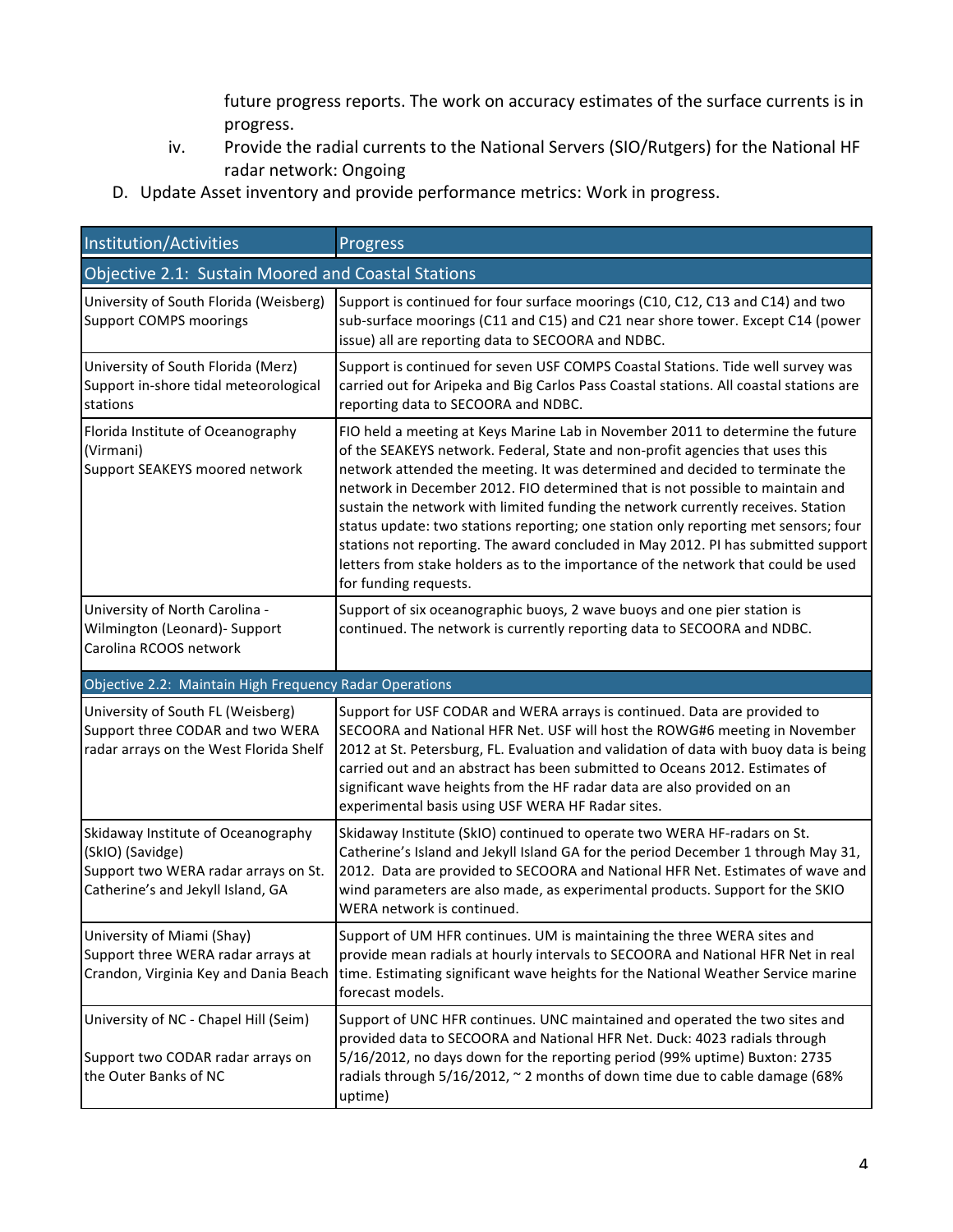future progress reports. The work on accuracy estimates of the surface currents is in progress.

iv. Provide the radial currents to the National Servers (SIO/Rutgers) for the National HF radar network: Ongoing

D. Update Asset inventory and provide performance metrics: Work in progress.

| Institution/Activities | Progress |
|---|---|
| **Objective 2.1: Sustain Moored and Coastal Stations** | |
| University of South Florida (Weisberg) Support COMPS moorings | Support is continued for four surface moorings (C10, C12, C13 and C14) and two sub-surface moorings (C11 and C15) and C21 near shore tower. Except C14 (power issue) all are reporting data to SECOORA and NDBC. |
| University of South Florida (Merz) Support in-shore tidal meteorological stations | Support is continued for seven USF COMPS Coastal Stations. Tide well survey was carried out for Aripeka and Big Carlos Pass Coastal stations. All coastal stations are reporting data to SECOORA and NDBC. |
| Florida Institute of Oceanography (Virmani) Support SEAKEYS moored network | FIO held a meeting at Keys Marine Lab in November 2011 to determine the future of the SEAKEYS network. Federal, State and non-profit agencies that uses this network attended the meeting. It was determined and decided to terminate the network in December 2012. FIO determined that is not possible to maintain and sustain the network with limited funding the network currently receives. Station status update: two stations reporting; one station only reporting met sensors; four stations not reporting. The award concluded in May 2012. PI has submitted support letters from stake holders as to the importance of the network that could be used for funding requests. |
| University of North Carolina - Wilmington (Leonard)- Support Carolina RCOOS network | Support of six oceanographic buoys, 2 wave buoys and one pier station is continued. The network is currently reporting data to SECOORA and NDBC. |
| **Objective 2.2: Maintain High Frequency Radar Operations** | |
| University of South FL (Weisberg) Support three CODAR and two WERA radar arrays on the West Florida Shelf | Support for USF CODAR and WERA arrays is continued. Data are provided to SECOORA and National HFR Net. USF will host the ROWG#6 meeting in November 2012 at St. Petersburg, FL. Evaluation and validation of data with buoy data is being carried out and an abstract has been submitted to Oceans 2012. Estimates of significant wave heights from the HF radar data are also provided on an experimental basis using USF WERA HF Radar sites. |
| Skidaway Institute of Oceanography (SkIO) (Savidge) Support two WERA radar arrays on St. Catherine's and Jekyll Island, GA | Skidaway Institute (SkIO) continued to operate two WERA HF-radars on St. Catherine's Island and Jekyll Island GA for the period December 1 through May 31, 2012. Data are provided to SECOORA and National HFR Net. Estimates of wave and wind parameters are also made, as experimental products. Support for the SKIO WERA network is continued. |
| University of Miami (Shay) Support three WERA radar arrays at Crandon, Virginia Key and Dania Beach | Support of UM HFR continues. UM is maintaining the three WERA sites and provide mean radials at hourly intervals to SECOORA and National HFR Net in real time. Estimating significant wave heights for the National Weather Service marine forecast models. |
| University of NC - Chapel Hill (Seim)<br><br>Support two CODAR radar arrays on the Outer Banks of NC | Support of UNC HFR continues. UNC maintained and operated the two sites and provided data to SECOORA and National HFR Net. Duck: 4023 radials through 5/16/2012, no days down for the reporting period (99% uptime) Buxton: 2735 radials through 5/16/2012, ~ 2 months of down time due to cable damage (68% uptime) |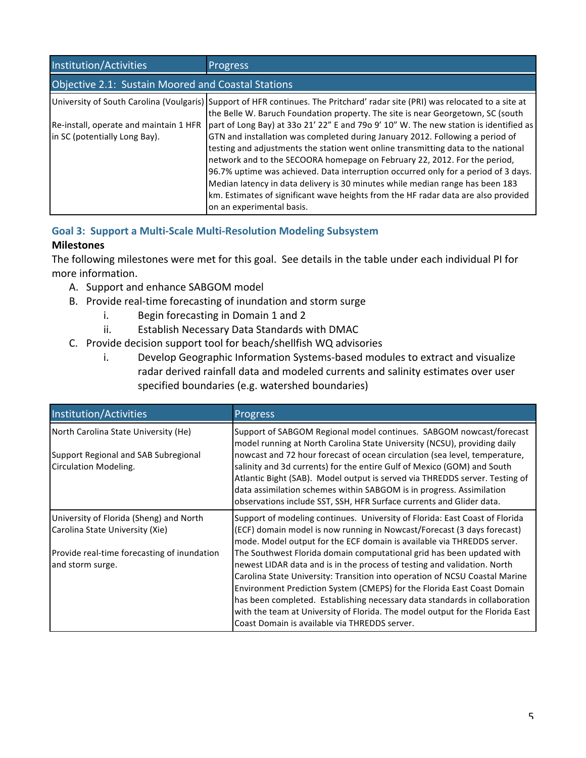| Institution/Activities | Progress |
|---|---|
| Objective 2.1: Sustain Moored and Coastal Stations | |
| University of South Carolina (Voulgaris)<br><br>Re-install, operate and maintain 1 HFR in SC (potentially Long Bay). | Support of HFR continues. The Pritchard' radar site (PRI) was relocated to a site at the Belle W. Baruch Foundation property. The site is near Georgetown, SC (south part of Long Bay) at 33o 21' 22" E and 79o 9' 10" W. The new station is identified as GTN and installation was completed during January 2012. Following a period of testing and adjustments the station went online transmitting data to the national network and to the SECOORA homepage on February 22, 2012. For the period, 96.7% uptime was achieved. Data interruption occurred only for a period of 3 days. Median latency in data delivery is 30 minutes while median range has been 183 km. Estimates of significant wave heights from the HF radar data are also provided on an experimental basis. |

## Goal 3: Support a Multi-Scale Multi-Resolution Modeling Subsystem

**Milestones**

The following milestones were met for this goal. See details in the table under each individual PI for more information.

A. Support and enhance SABGOM model
B. Provide real-time forecasting of inundation and storm surge
   i. Begin forecasting in Domain 1 and 2
   ii. Establish Necessary Data Standards with DMAC
C. Provide decision support tool for beach/shellfish WQ advisories
   i. Develop Geographic Information Systems-based modules to extract and visualize radar derived rainfall data and modeled currents and salinity estimates over user specified boundaries (e.g. watershed boundaries)

| Institution/Activities | Progress |
|---|---|
| North Carolina State University (He)<br><br>Support Regional and SAB Subregional Circulation Modeling. | Support of SABGOM Regional model continues. SABGOM nowcast/forecast model running at North Carolina State University (NCSU), providing daily nowcast and 72 hour forecast of ocean circulation (sea level, temperature, salinity and 3d currents) for the entire Gulf of Mexico (GOM) and South Atlantic Bight (SAB). Model output is served via THREDDS server. Testing of data assimilation schemes within SABGOM is in progress. Assimilation observations include SST, SSH, HFR Surface currents and Glider data. |
| University of Florida (Sheng) and North Carolina State University (Xie)<br><br>Provide real-time forecasting of inundation and storm surge. | Support of modeling continues. University of Florida: East Coast of Florida (ECF) domain model is now running in Nowcast/Forecast (3 days forecast) mode. Model output for the ECF domain is available via THREDDS server. The Southwest Florida domain computational grid has been updated with newest LIDAR data and is in the process of testing and validation. North Carolina State University: Transition into operation of NCSU Coastal Marine Environment Prediction System (CMEPS) for the Florida East Coast Domain has been completed. Establishing necessary data standards in collaboration with the team at University of Florida. The model output for the Florida East Coast Domain is available via THREDDS server. |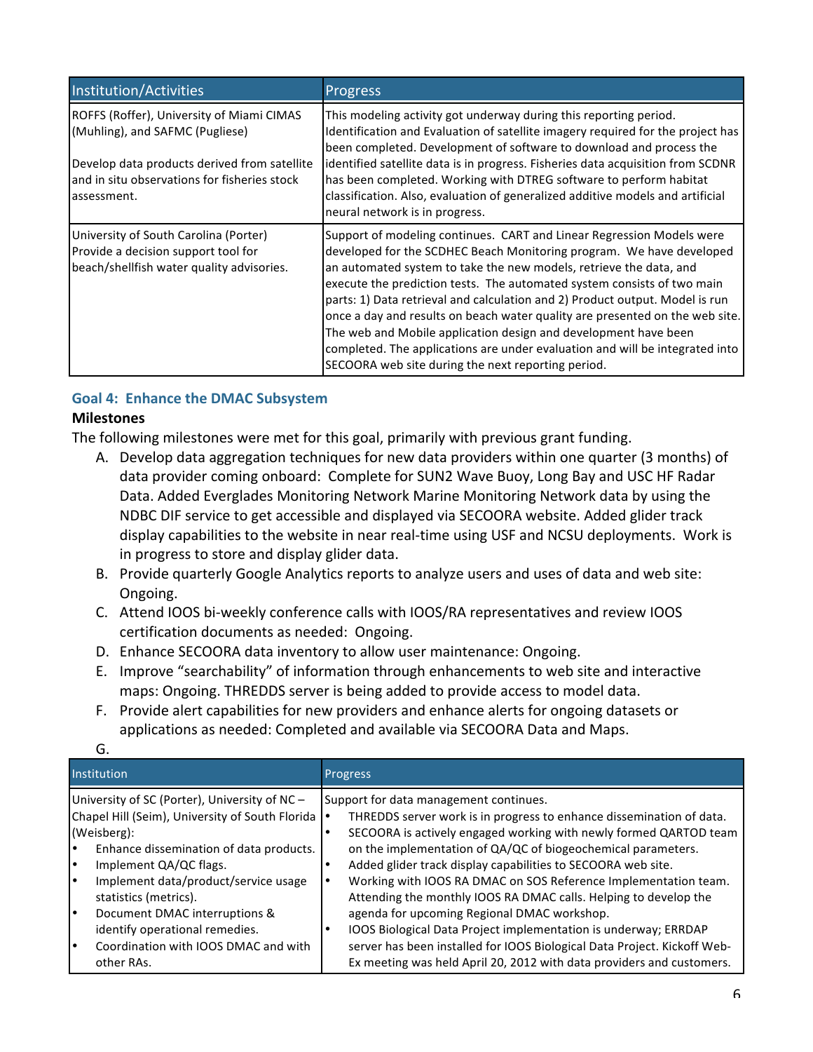| Institution/Activities | Progress |
|---|---|
| ROFFS (Roffer), University of Miami CIMAS (Muhling), and SAFMC (Pugliese)<br><br>Develop data products derived from satellite and in situ observations for fisheries stock assessment. | This modeling activity got underway during this reporting period. Identification and Evaluation of satellite imagery required for the project has been completed. Development of software to download and process the identified satellite data is in progress. Fisheries data acquisition from SCDNR has been completed. Working with DTREG software to perform habitat classification. Also, evaluation of generalized additive models and artificial neural network is in progress. |
| University of South Carolina (Porter)<br>Provide a decision support tool for beach/shellfish water quality advisories. | Support of modeling continues. CART and Linear Regression Models were developed for the SCDHEC Beach Monitoring program. We have developed an automated system to take the new models, retrieve the data, and execute the prediction tests. The automated system consists of two main parts: 1) Data retrieval and calculation and 2) Product output. Model is run once a day and results on beach water quality are presented on the web site. The web and Mobile application design and development have been completed. The applications are under evaluation and will be integrated into SECOORA web site during the next reporting period. |

## Goal 4: Enhance the DMAC Subsystem

**Milestones**

The following milestones were met for this goal, primarily with previous grant funding.

A. Develop data aggregation techniques for new data providers within one quarter (3 months) of data provider coming onboard: Complete for SUN2 Wave Buoy, Long Bay and USC HF Radar Data. Added Everglades Monitoring Network Marine Monitoring Network data by using the NDBC DIF service to get accessible and displayed via SECOORA website. Added glider track display capabilities to the website in near real-time using USF and NCSU deployments. Work is in progress to store and display glider data.
B. Provide quarterly Google Analytics reports to analyze users and uses of data and web site: Ongoing.
C. Attend IOOS bi-weekly conference calls with IOOS/RA representatives and review IOOS certification documents as needed: Ongoing.
D. Enhance SECOORA data inventory to allow user maintenance: Ongoing.
E. Improve "searchability" of information through enhancements to web site and interactive maps: Ongoing. THREDDS server is being added to provide access to model data.
F. Provide alert capabilities for new providers and enhance alerts for ongoing datasets or applications as needed: Completed and available via SECOORA Data and Maps.
G.

| Institution | Progress |
|---|---|
| University of SC (Porter), University of NC – Chapel Hill (Seim), University of South Florida (Weisberg):<br>• Enhance dissemination of data products.<br>• Implement QA/QC flags.<br>• Implement data/product/service usage statistics (metrics).<br>• Document DMAC interruptions & identify operational remedies.<br>• Coordination with IOOS DMAC and with other RAs. | Support for data management continues.<br>• THREDDS server work is in progress to enhance dissemination of data.<br>• SECOORA is actively engaged working with newly formed QARTOD team on the implementation of QA/QC of biogeochemical parameters.<br>• Added glider track display capabilities to SECOORA web site.<br>• Working with IOOS RA DMAC on SOS Reference Implementation team. Attending the monthly IOOS RA DMAC calls. Helping to develop the agenda for upcoming Regional DMAC workshop.<br>• IOOS Biological Data Project implementation is underway; ERRDAP server has been installed for IOOS Biological Data Project. Kickoff Web-Ex meeting was held April 20, 2012 with data providers and customers. |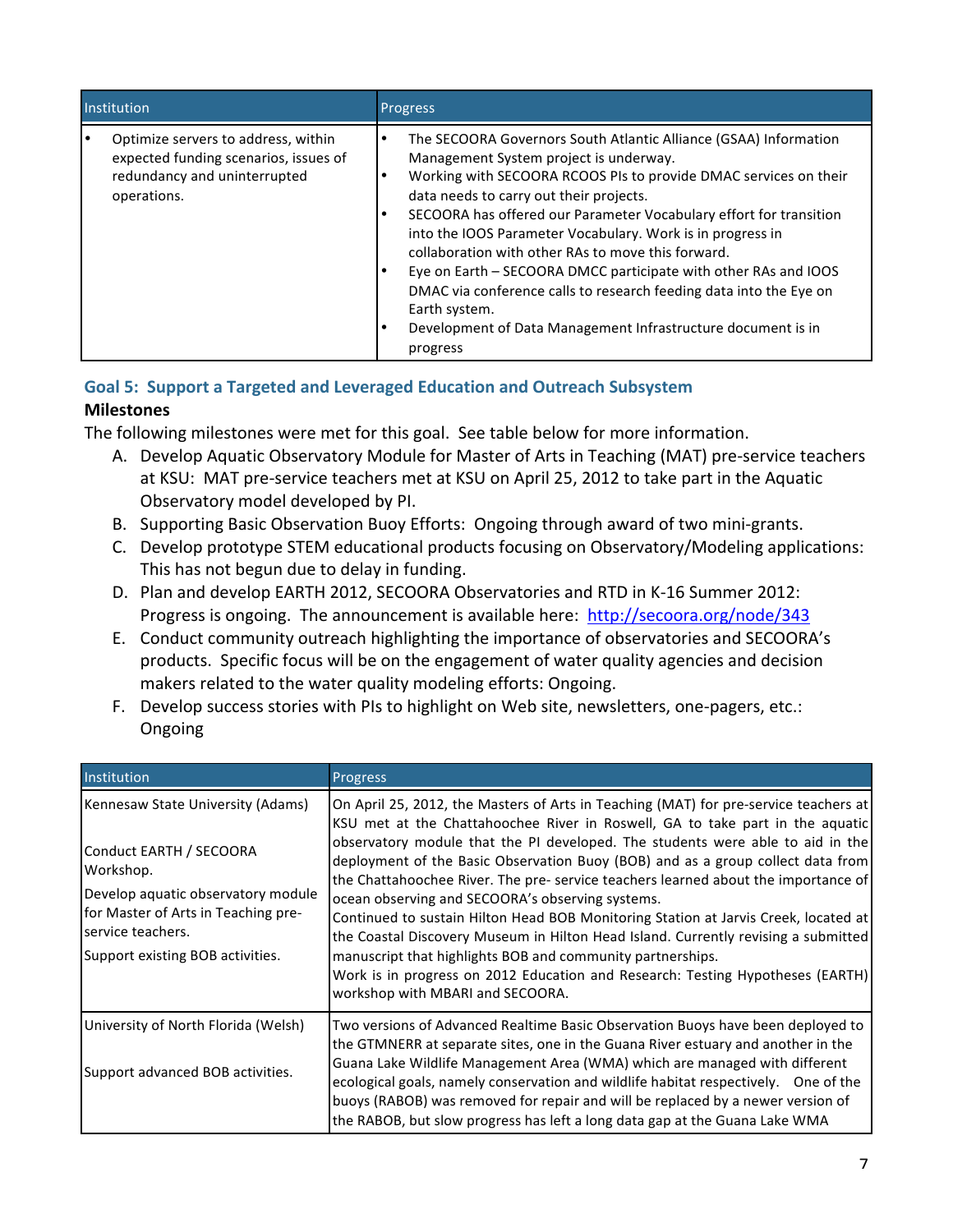| Institution | Progress |
|---|---|
| • Optimize servers to address, within expected funding scenarios, issues of redundancy and uninterrupted operations. | • The SECOORA Governors South Atlantic Alliance (GSAA) Information Management System project is underway.<br>• Working with SECOORA RCOOS PIs to provide DMAC services on their data needs to carry out their projects.<br>• SECOORA has offered our Parameter Vocabulary effort for transition into the IOOS Parameter Vocabulary. Work is in progress in collaboration with other RAs to move this forward.<br>• Eye on Earth – SECOORA DMCC participate with other RAs and IOOS DMAC via conference calls to research feeding data into the Eye on Earth system.<br>• Development of Data Management Infrastructure document is in progress |

## Goal 5: Support a Targeted and Leveraged Education and Outreach Subsystem

**Milestones**

The following milestones were met for this goal. See table below for more information.

A. Develop Aquatic Observatory Module for Master of Arts in Teaching (MAT) pre-service teachers at KSU: MAT pre-service teachers met at KSU on April 25, 2012 to take part in the Aquatic Observatory model developed by PI.
B. Supporting Basic Observation Buoy Efforts: Ongoing through award of two mini-grants.
C. Develop prototype STEM educational products focusing on Observatory/Modeling applications: This has not begun due to delay in funding.
D. Plan and develop EARTH 2012, SECOORA Observatories and RTD in K-16 Summer 2012: Progress is ongoing. The announcement is available here: http://secoora.org/node/343
E. Conduct community outreach highlighting the importance of observatories and SECOORA's products. Specific focus will be on the engagement of water quality agencies and decision makers related to the water quality modeling efforts: Ongoing.
F. Develop success stories with PIs to highlight on Web site, newsletters, one-pagers, etc.: Ongoing

| Institution | Progress |
|---|---|
| Kennesaw State University (Adams)<br><br>Conduct EARTH / SECOORA Workshop.<br>Develop aquatic observatory module for Master of Arts in Teaching pre-service teachers.<br>Support existing BOB activities. | On April 25, 2012, the Masters of Arts in Teaching (MAT) for pre-service teachers at KSU met at the Chattahoochee River in Roswell, GA to take part in the aquatic observatory module that the PI developed. The students were able to aid in the deployment of the Basic Observation Buoy (BOB) and as a group collect data from the Chattahoochee River. The pre- service teachers learned about the importance of ocean observing and SECOORA's observing systems.<br>Continued to sustain Hilton Head BOB Monitoring Station at Jarvis Creek, located at the Coastal Discovery Museum in Hilton Head Island. Currently revising a submitted manuscript that highlights BOB and community partnerships.<br>Work is in progress on 2012 Education and Research: Testing Hypotheses (EARTH) workshop with MBARI and SECOORA. |
| University of North Florida (Welsh)<br><br>Support advanced BOB activities. | Two versions of Advanced Realtime Basic Observation Buoys have been deployed to the GTMNERR at separate sites, one in the Guana River estuary and another in the Guana Lake Wildlife Management Area (WMA) which are managed with different ecological goals, namely conservation and wildlife habitat respectively. One of the buoys (RABOB) was removed for repair and will be replaced by a newer version of the RABOB, but slow progress has left a long data gap at the Guana Lake WMA |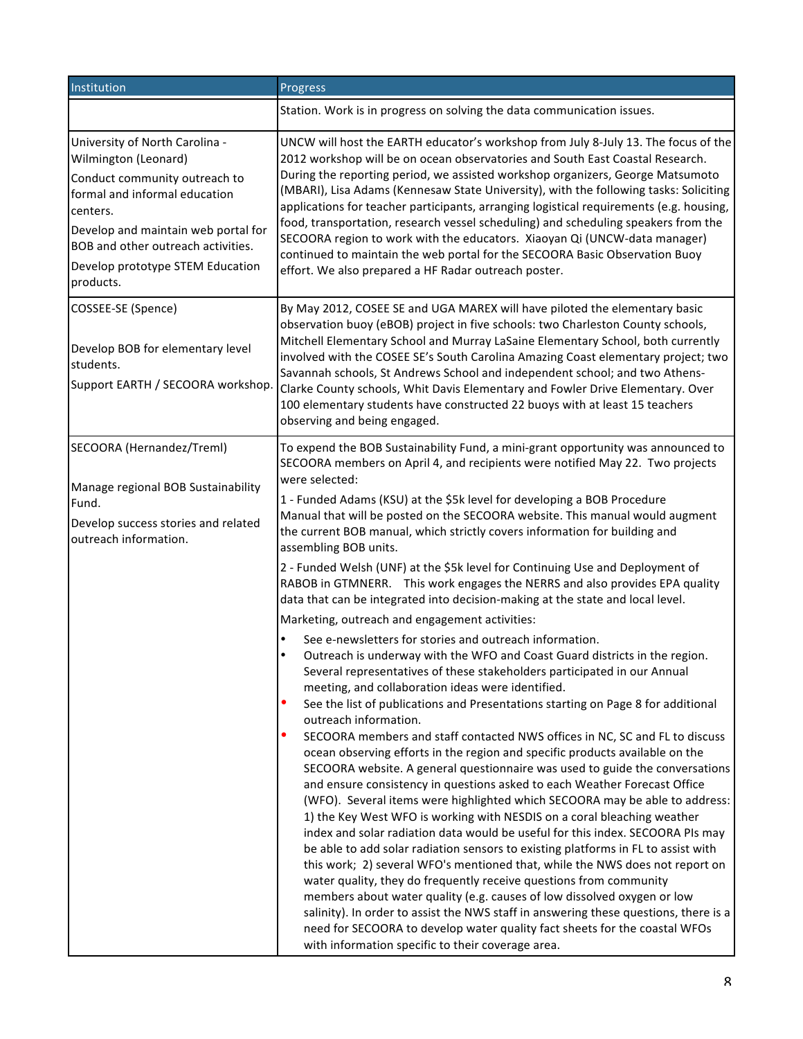| Institution | Progress |
| --- | --- |
| | Station. Work is in progress on solving the data communication issues. |
| University of North Carolina - Wilmington (Leonard)<br>Conduct community outreach to formal and informal education centers.<br>Develop and maintain web portal for BOB and other outreach activities.<br>Develop prototype STEM Education products. | UNCW will host the EARTH educator's workshop from July 8-July 13. The focus of the 2012 workshop will be on ocean observatories and South East Coastal Research. During the reporting period, we assisted workshop organizers, George Matsumoto (MBARI), Lisa Adams (Kennesaw State University), with the following tasks: Soliciting applications for teacher participants, arranging logistical requirements (e.g. housing, food, transportation, research vessel scheduling) and scheduling speakers from the SECOORA region to work with the educators. Xiaoyan Qi (UNCW-data manager) continued to maintain the web portal for the SECOORA Basic Observation Buoy effort. We also prepared a HF Radar outreach poster. |
| COSSEE-SE (Spence)<br><br>Develop BOB for elementary level students.<br>Support EARTH / SECOORA workshop. | By May 2012, COSEE SE and UGA MAREX will have piloted the elementary basic observation buoy (eBOB) project in five schools: two Charleston County schools, Mitchell Elementary School and Murray LaSaine Elementary School, both currently involved with the COSEE SE's South Carolina Amazing Coast elementary project; two Savannah schools, St Andrews School and independent school; and two Athens-Clarke County schools, Whit Davis Elementary and Fowler Drive Elementary. Over 100 elementary students have constructed 22 buoys with at least 15 teachers observing and being engaged. |
| SECOORA (Hernandez/Treml)<br><br>Manage regional BOB Sustainability Fund.<br>Develop success stories and related outreach information. | To expend the BOB Sustainability Fund, a mini-grant opportunity was announced to SECOORA members on April 4, and recipients were notified May 22. Two projects were selected:<br>1 - Funded Adams (KSU) at the $5k level for developing a BOB Procedure Manual that will be posted on the SECOORA website. This manual would augment the current BOB manual, which strictly covers information for building and assembling BOB units.<br>2 - Funded Welsh (UNF) at the $5k level for Continuing Use and Deployment of RABOB in GTMNERR. This work engages the NERRS and also provides EPA quality data that can be integrated into decision-making at the state and local level.<br>Marketing, outreach and engagement activities:<br>• See e-newsletters for stories and outreach information.<br>• Outreach is underway with the WFO and Coast Guard districts in the region. Several representatives of these stakeholders participated in our Annual meeting, and collaboration ideas were identified.<br>• See the list of publications and Presentations starting on Page 8 for additional outreach information.<br>• SECOORA members and staff contacted NWS offices in NC, SC and FL to discuss ocean observing efforts in the region and specific products available on the SECOORA website. A general questionnaire was used to guide the conversations and ensure consistency in questions asked to each Weather Forecast Office (WFO). Several items were highlighted which SECOORA may be able to address: 1) the Key West WFO is working with NESDIS on a coral bleaching weather index and solar radiation data would be useful for this index. SECOORA PIs may be able to add solar radiation sensors to existing platforms in FL to assist with this work; 2) several WFO's mentioned that, while the NWS does not report on water quality, they do frequently receive questions from community members about water quality (e.g. causes of low dissolved oxygen or low salinity). In order to assist the NWS staff in answering these questions, there is a need for SECOORA to develop water quality fact sheets for the coastal WFOs with information specific to their coverage area. |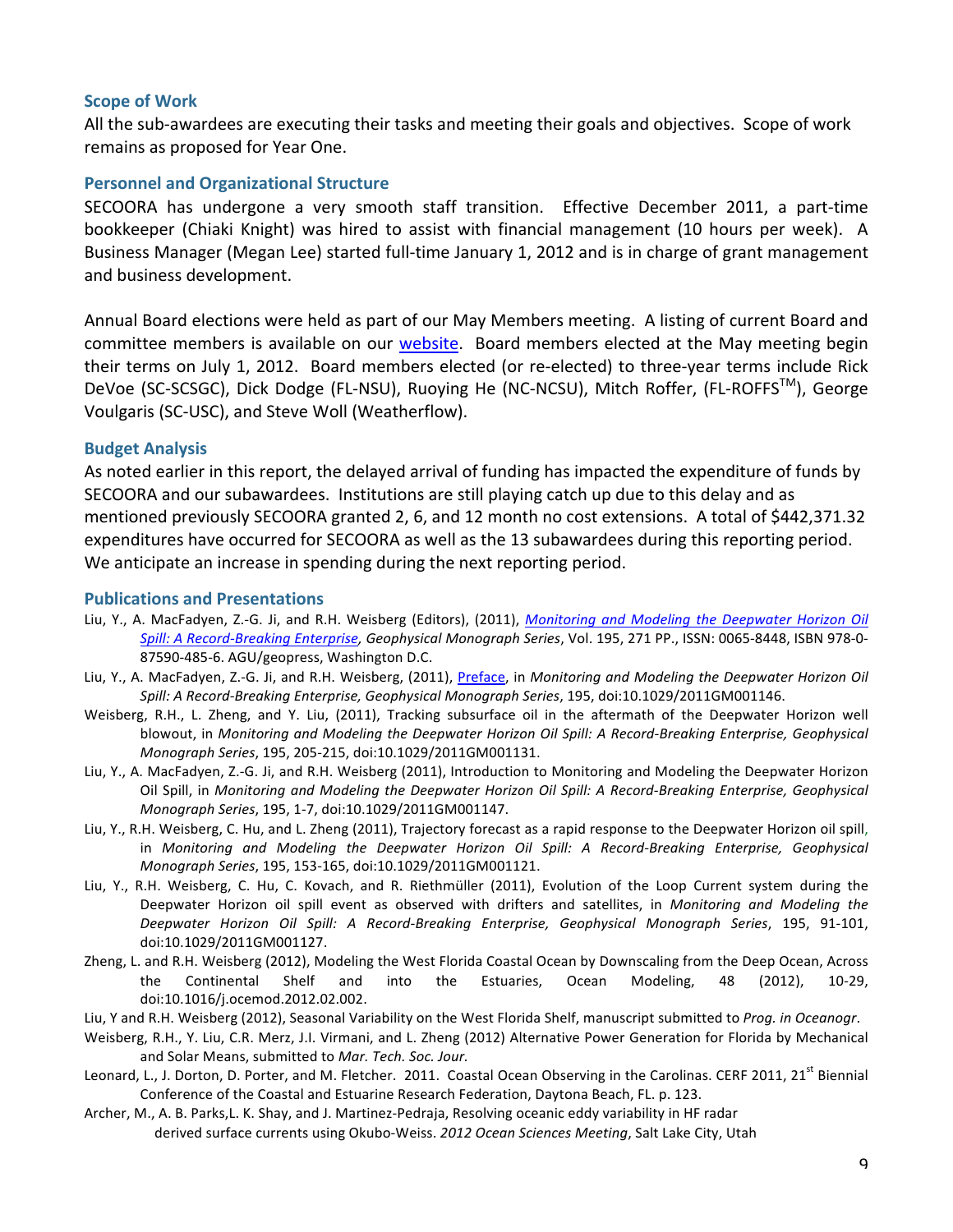### Scope of Work

All the sub-awardees are executing their tasks and meeting their goals and objectives. Scope of work remains as proposed for Year One.

### Personnel and Organizational Structure

SECOORA has undergone a very smooth staff transition. Effective December 2011, a part-time bookkeeper (Chiaki Knight) was hired to assist with financial management (10 hours per week). A Business Manager (Megan Lee) started full-time January 1, 2012 and is in charge of grant management and business development.

Annual Board elections were held as part of our May Members meeting. A listing of current Board and committee members is available on our website. Board members elected at the May meeting begin their terms on July 1, 2012. Board members elected (or re-elected) to three-year terms include Rick DeVoe (SC-SCSGC), Dick Dodge (FL-NSU), Ruoying He (NC-NCSU), Mitch Roffer, (FL-ROFFS™), George Voulgaris (SC-USC), and Steve Woll (Weatherflow).

### Budget Analysis

As noted earlier in this report, the delayed arrival of funding has impacted the expenditure of funds by SECOORA and our subawardees. Institutions are still playing catch up due to this delay and as mentioned previously SECOORA granted 2, 6, and 12 month no cost extensions. A total of $442,371.32 expenditures have occurred for SECOORA as well as the 13 subawardees during this reporting period. We anticipate an increase in spending during the next reporting period.

### Publications and Presentations

- Liu, Y., A. MacFadyen, Z.-G. Ji, and R.H. Weisberg (Editors), (2011), *Monitoring and Modeling the Deepwater Horizon Oil Spill: A Record-Breaking Enterprise, Geophysical Monograph Series*, Vol. 195, 271 PP., ISSN: 0065-8448, ISBN 978-0-87590-485-6. AGU/geopress, Washington D.C.
- Liu, Y., A. MacFadyen, Z.-G. Ji, and R.H. Weisberg, (2011), Preface, in *Monitoring and Modeling the Deepwater Horizon Oil Spill: A Record-Breaking Enterprise, Geophysical Monograph Series*, 195, doi:10.1029/2011GM001146.
- Weisberg, R.H., L. Zheng, and Y. Liu, (2011), Tracking subsurface oil in the aftermath of the Deepwater Horizon well blowout, in *Monitoring and Modeling the Deepwater Horizon Oil Spill: A Record-Breaking Enterprise, Geophysical Monograph Series*, 195, 205-215, doi:10.1029/2011GM001131.
- Liu, Y., A. MacFadyen, Z.-G. Ji, and R.H. Weisberg (2011), Introduction to Monitoring and Modeling the Deepwater Horizon Oil Spill, in *Monitoring and Modeling the Deepwater Horizon Oil Spill: A Record-Breaking Enterprise, Geophysical Monograph Series*, 195, 1-7, doi:10.1029/2011GM001147.
- Liu, Y., R.H. Weisberg, C. Hu, and L. Zheng (2011), Trajectory forecast as a rapid response to the Deepwater Horizon oil spill, in *Monitoring and Modeling the Deepwater Horizon Oil Spill: A Record-Breaking Enterprise, Geophysical Monograph Series*, 195, 153-165, doi:10.1029/2011GM001121.
- Liu, Y., R.H. Weisberg, C. Hu, C. Kovach, and R. Riethmüller (2011), Evolution of the Loop Current system during the Deepwater Horizon oil spill event as observed with drifters and satellites, in *Monitoring and Modeling the Deepwater Horizon Oil Spill: A Record-Breaking Enterprise, Geophysical Monograph Series*, 195, 91-101, doi:10.1029/2011GM001127.
- Zheng, L. and R.H. Weisberg (2012), Modeling the West Florida Coastal Ocean by Downscaling from the Deep Ocean, Across the Continental Shelf and into the Estuaries, Ocean Modeling, 48 (2012), 10-29, doi:10.1016/j.ocemod.2012.02.002.
- Liu, Y and R.H. Weisberg (2012), Seasonal Variability on the West Florida Shelf, manuscript submitted to *Prog. in Oceanogr*.
- Weisberg, R.H., Y. Liu, C.R. Merz, J.I. Virmani, and L. Zheng (2012) Alternative Power Generation for Florida by Mechanical and Solar Means, submitted to *Mar. Tech. Soc. Jour.*
- Leonard, L., J. Dorton, D. Porter, and M. Fletcher. 2011. Coastal Ocean Observing in the Carolinas. CERF 2011, 21st Biennial Conference of the Coastal and Estuarine Research Federation, Daytona Beach, FL. p. 123.
- Archer, M., A. B. Parks, L. K. Shay, and J. Martinez-Pedraja, Resolving oceanic eddy variability in HF radar derived surface currents using Okubo-Weiss. *2012 Ocean Sciences Meeting*, Salt Lake City, Utah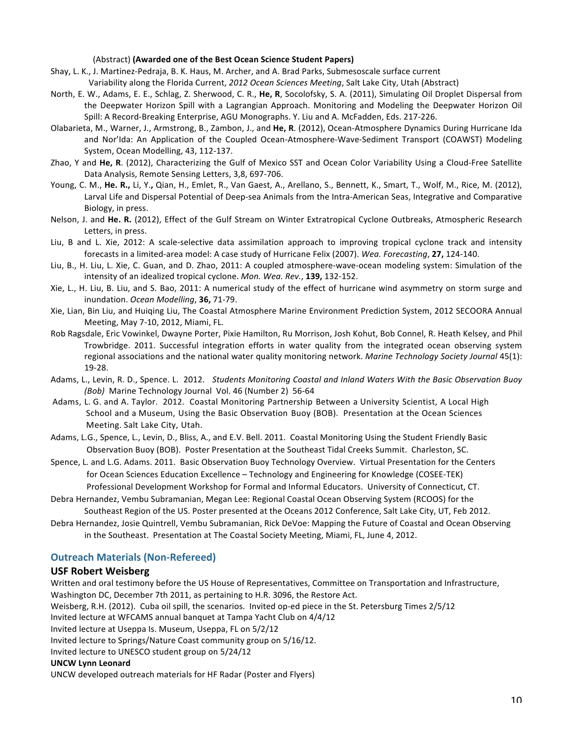(Abstract) **(Awarded one of the Best Ocean Science Student Papers)**

Shay, L. K., J. Martinez-Pedraja, B. K. Haus, M. Archer, and A. Brad Parks, Submesoscale surface current Variability along the Florida Current, *2012 Ocean Sciences Meeting*, Salt Lake City, Utah (Abstract)

North, E. W., Adams, E. E., Schlag, Z. Sherwood, C. R., **He, R**, Socolofsky, S. A. (2011), Simulating Oil Droplet Dispersal from the Deepwater Horizon Spill with a Lagrangian Approach. Monitoring and Modeling the Deepwater Horizon Oil Spill: A Record-Breaking Enterprise, AGU Monographs. Y. Liu and A. McFadden, Eds. 217-226.

Olabarieta, M., Warner, J., Armstrong, B., Zambon, J., and **He, R**. (2012), Ocean-Atmosphere Dynamics During Hurricane Ida and Nor'Ida: An Application of the Coupled Ocean-Atmosphere-Wave-Sediment Transport (COAWST) Modeling System, Ocean Modelling, 43, 112-137.

Zhao, Y and **He, R**. (2012), Characterizing the Gulf of Mexico SST and Ocean Color Variability Using a Cloud-Free Satellite Data Analysis, Remote Sensing Letters, 3,8, 697-706.

Young, C. M., **He. R.,** Li, Y.**,** Qian, H., Emlet, R., Van Gaest, A., Arellano, S., Bennett, K., Smart, T., Wolf, M., Rice, M. (2012), Larval Life and Dispersal Potential of Deep-sea Animals from the Intra-American Seas, Integrative and Comparative Biology, in press.

Nelson, J. and **He. R.** (2012), Effect of the Gulf Stream on Winter Extratropical Cyclone Outbreaks, Atmospheric Research Letters, in press.

Liu, B and L. Xie, 2012: A scale-selective data assimilation approach to improving tropical cyclone track and intensity forecasts in a limited-area model: A case study of Hurricane Felix (2007). *Wea. Forecasting*, **27,** 124-140.

Liu, B., H. Liu, L. Xie, C. Guan, and D. Zhao, 2011: A coupled atmosphere-wave-ocean modeling system: Simulation of the intensity of an idealized tropical cyclone. *Mon. Wea. Rev.*, **139,** 132-152.

Xie, L., H. Liu, B. Liu, and S. Bao, 2011: A numerical study of the effect of hurricane wind asymmetry on storm surge and inundation. *Ocean Modelling*, **36,** 71-79.

Xie, Lian, Bin Liu, and Huiqing Liu, The Coastal Atmosphere Marine Environment Prediction System, 2012 SECOORA Annual Meeting, May 7-10, 2012, Miami, FL.

Rob Ragsdale, Eric Vowinkel, Dwayne Porter, Pixie Hamilton, Ru Morrison, Josh Kohut, Bob Connel, R. Heath Kelsey, and Phil Trowbridge. 2011. Successful integration efforts in water quality from the integrated ocean observing system regional associations and the national water quality monitoring network. *Marine Technology Society Journal* 45(1): 19-28.

Adams, L., Levin, R. D., Spence. L. 2012. *Students Monitoring Coastal and Inland Waters With the Basic Observation Buoy (Bob)* Marine Technology Journal Vol. 46 (Number 2) 56-64

Adams, L. G. and A. Taylor. 2012. Coastal Monitoring Partnership Between a University Scientist, A Local High School and a Museum, Using the Basic Observation Buoy (BOB). Presentation at the Ocean Sciences Meeting. Salt Lake City, Utah.

Adams, L.G., Spence, L., Levin, D., Bliss, A., and E.V. Bell. 2011. Coastal Monitoring Using the Student Friendly Basic Observation Buoy (BOB). Poster Presentation at the Southeast Tidal Creeks Summit. Charleston, SC.

Spence, L. and L.G. Adams. 2011. Basic Observation Buoy Technology Overview. Virtual Presentation for the Centers for Ocean Sciences Education Excellence – Technology and Engineering for Knowledge (COSEE-TEK) Professional Development Workshop for Formal and Informal Educators. University of Connecticut, CT.

Debra Hernandez, Vembu Subramanian, Megan Lee: Regional Coastal Ocean Observing System (RCOOS) for the Southeast Region of the US. Poster presented at the Oceans 2012 Conference, Salt Lake City, UT, Feb 2012.

Debra Hernandez, Josie Quintrell, Vembu Subramanian, Rick DeVoe: Mapping the Future of Coastal and Ocean Observing in the Southeast. Presentation at The Coastal Society Meeting, Miami, FL, June 4, 2012.

## Outreach Materials (Non-Refereed)

### USF Robert Weisberg

Written and oral testimony before the US House of Representatives, Committee on Transportation and Infrastructure, Washington DC, December 7th 2011, as pertaining to H.R. 3096, the Restore Act.

Weisberg, R.H. (2012). Cuba oil spill, the scenarios. Invited op-ed piece in the St. Petersburg Times 2/5/12

Invited lecture at WFCAMS annual banquet at Tampa Yacht Club on 4/4/12

Invited lecture at Useppa Is. Museum, Useppa, FL on 5/2/12

Invited lecture to Springs/Nature Coast community group on 5/16/12.

Invited lecture to UNESCO student group on 5/24/12

**UNCW Lynn Leonard**

UNCW developed outreach materials for HF Radar (Poster and Flyers)